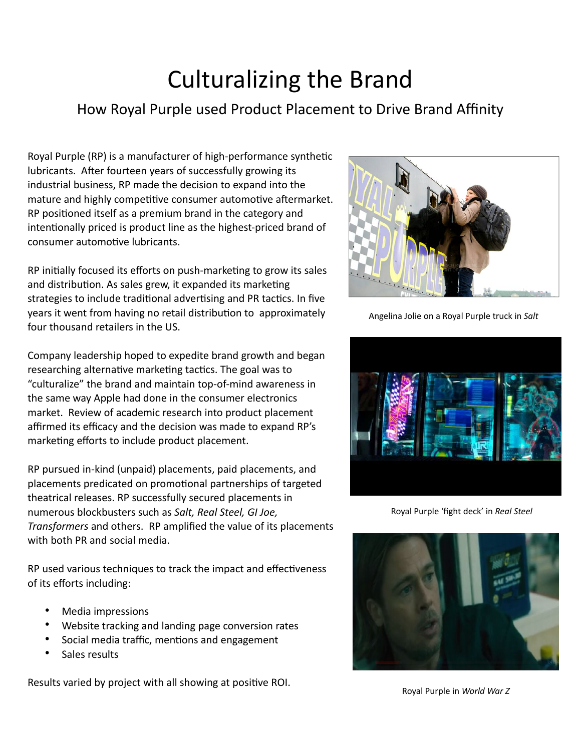# Culturalizing the Brand

## How Royal Purple used Product Placement to Drive Brand Affinity

Royal Purple (RP) is a manufacturer of high-performance synthetic lubricants. After fourteen years of successfully growing its industrial business, RP made the decision to expand into the mature and highly competitive consumer automotive aftermarket. RP positioned itself as a premium brand in the category and intentionally priced is product line as the highest-priced brand of consumer automotive lubricants.

RP initially focused its efforts on push-marketing to grow its sales and distribution. As sales grew, it expanded its marketing strategies to include traditional advertising and PR tactics. In five years it went from having no retail distribution to approximately four thousand retailers in the US.

Company leadership hoped to expedite brand growth and began researching alternative marketing tactics. The goal was to "culturalize" the brand and maintain top-of-mind awareness in the same way Apple had done in the consumer electronics market. Review of academic research into product placement affirmed its efficacy and the decision was made to expand RP's marketing efforts to include product placement.

RP pursued in-kind (unpaid) placements, paid placements, and placements predicated on promotional partnerships of targeted theatrical releases. RP successfully secured placements in numerous blockbusters such as *Salt, Real Steel, GI Joe, Transformers* and others. RP amplified the value of its placements with both PR and social media.

RP used various techniques to track the impact and effectiveness of its efforts including:

- Media impressions
- Website tracking and landing page conversion rates
- Social media traffic, mentions and engagement
- Sales results

Results varied by project with all showing at positive ROI.

Angelina Jolie on a Royal Purple truck in *Salt*

Royal Purple 'fight deck' in *Real Steel*

Royal Purple in *World War Z*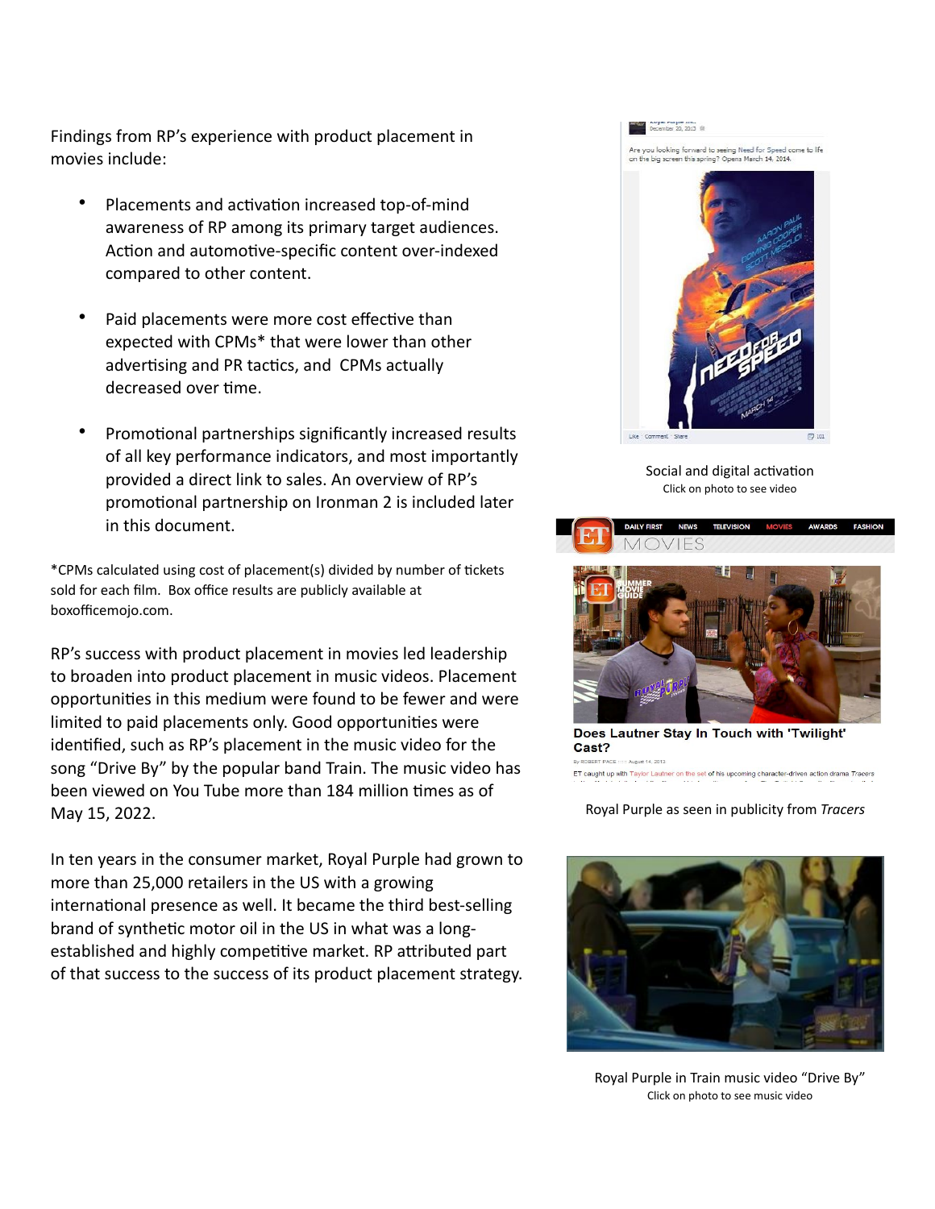Findings from RP's experience with product placement in movies include:

- Placements and activation increased top-of-mind awareness of RP among its primary target audiences. Action and automotive-specific content over-indexed compared to other content.
- Paid placements were more cost effective than expected with CPMs* that were lower than other advertising and PR tactics, and CPMs actually decreased over time.
- Promotional partnerships significantly increased results of all key performance indicators, and most importantly provided a direct link to sales. An overview of RP's promotional partnership on Ironman 2 is included later in this document.

*CPMs calculated using cost of placement(s) divided by number of tickets sold for each film. Box office results are publicly available at boxofficemojo.com.

RP's success with product placement in movies led leadership to broaden into product placement in music videos. Placement opportunities in this medium were found to be fewer and were limited to paid placements only. Good opportunities were identified, such as RP's placement in the music video for the song "Drive By" by the popular band Train. The music video has been viewed on You Tube more than 184 million times as of May 15, 2022.

In ten years in the consumer market, Royal Purple had grown to more than 25,000 retailers in the US with a growing international presence as well. It became the third best-selling brand of synthetic motor oil in the US in what was a long-established and highly competitive market. RP attributed part of that success to the success of its product placement strategy.

Social and digital activation
Click on photo to see video

Royal Purple as seen in publicity from *Tracers*

Royal Purple in Train music video "Drive By"
Click on photo to see music video